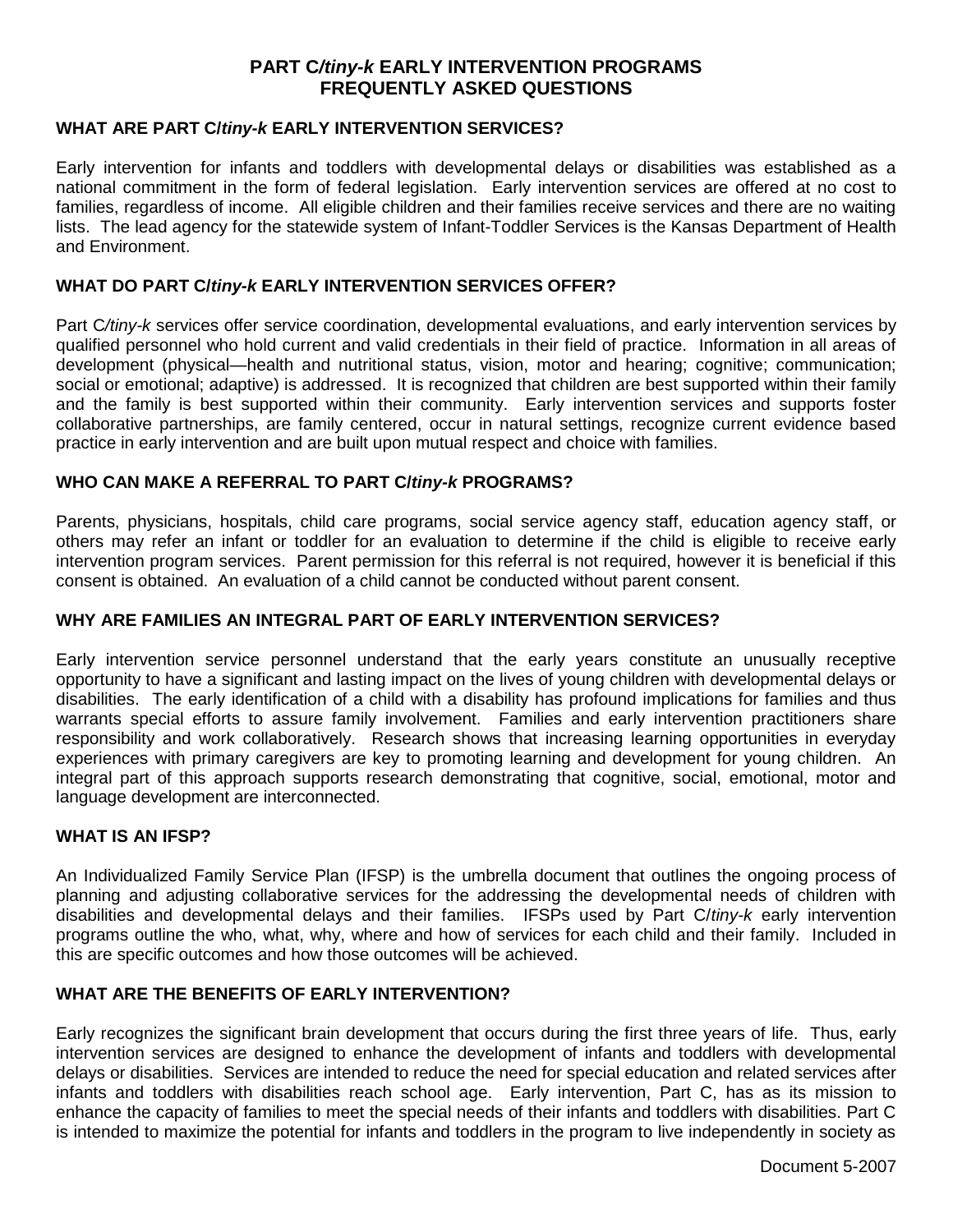# PART C/*tiny-k* EARLY INTERVENTION PROGRAMS
# FREQUENTLY ASKED QUESTIONS

## WHAT ARE PART C/*tiny-k* EARLY INTERVENTION SERVICES?

Early intervention for infants and toddlers with developmental delays or disabilities was established as a national commitment in the form of federal legislation. Early intervention services are offered at no cost to families, regardless of income. All eligible children and their families receive services and there are no waiting lists. The lead agency for the statewide system of Infant-Toddler Services is the Kansas Department of Health and Environment.

## WHAT DO PART C/*tiny-k* EARLY INTERVENTION SERVICES OFFER?

Part C/*tiny-k* services offer service coordination, developmental evaluations, and early intervention services by qualified personnel who hold current and valid credentials in their field of practice. Information in all areas of development (physical—health and nutritional status, vision, motor and hearing; cognitive; communication; social or emotional; adaptive) is addressed. It is recognized that children are best supported within their family and the family is best supported within their community. Early intervention services and supports foster collaborative partnerships, are family centered, occur in natural settings, recognize current evidence based practice in early intervention and are built upon mutual respect and choice with families.

## WHO CAN MAKE A REFERRAL TO PART C/*tiny-k* PROGRAMS?

Parents, physicians, hospitals, child care programs, social service agency staff, education agency staff, or others may refer an infant or toddler for an evaluation to determine if the child is eligible to receive early intervention program services. Parent permission for this referral is not required, however it is beneficial if this consent is obtained. An evaluation of a child cannot be conducted without parent consent.

## WHY ARE FAMILIES AN INTEGRAL PART OF EARLY INTERVENTION SERVICES?

Early intervention service personnel understand that the early years constitute an unusually receptive opportunity to have a significant and lasting impact on the lives of young children with developmental delays or disabilities. The early identification of a child with a disability has profound implications for families and thus warrants special efforts to assure family involvement. Families and early intervention practitioners share responsibility and work collaboratively. Research shows that increasing learning opportunities in everyday experiences with primary caregivers are key to promoting learning and development for young children. An integral part of this approach supports research demonstrating that cognitive, social, emotional, motor and language development are interconnected.

## WHAT IS AN IFSP?

An Individualized Family Service Plan (IFSP) is the umbrella document that outlines the ongoing process of planning and adjusting collaborative services for the addressing the developmental needs of children with disabilities and developmental delays and their families. IFSPs used by Part C/*tiny-k* early intervention programs outline the who, what, why, where and how of services for each child and their family. Included in this are specific outcomes and how those outcomes will be achieved.

## WHAT ARE THE BENEFITS OF EARLY INTERVENTION?

Early recognizes the significant brain development that occurs during the first three years of life. Thus, early intervention services are designed to enhance the development of infants and toddlers with developmental delays or disabilities. Services are intended to reduce the need for special education and related services after infants and toddlers with disabilities reach school age. Early intervention, Part C, has as its mission to enhance the capacity of families to meet the special needs of their infants and toddlers with disabilities. Part C is intended to maximize the potential for infants and toddlers in the program to live independently in society as

Document 5-2007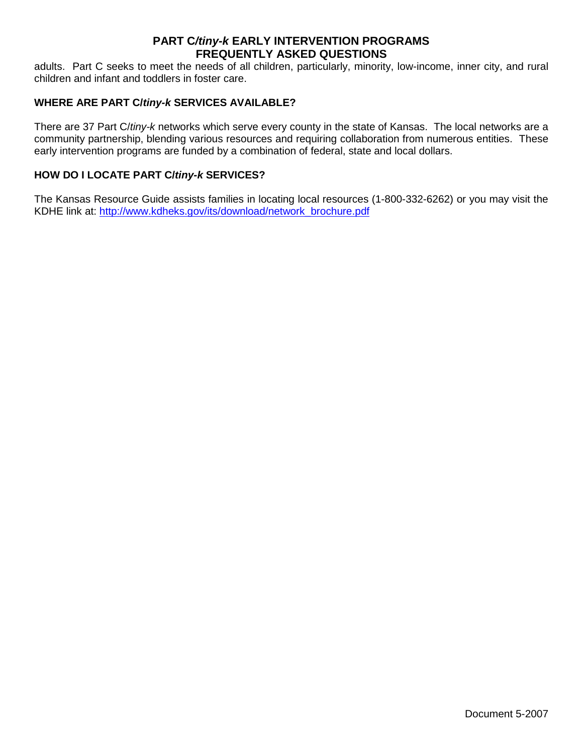adults. Part C seeks to meet the needs of all children, particularly, minority, low-income, inner city, and rural children and infant and toddlers in foster care.

### WHERE ARE PART C/*tiny-k* SERVICES AVAILABLE?

There are 37 Part C/*tiny-k* networks which serve every county in the state of Kansas. The local networks are a community partnership, blending various resources and requiring collaboration from numerous entities. These early intervention programs are funded by a combination of federal, state and local dollars.

### HOW DO I LOCATE PART C/*tiny-k* SERVICES?

The Kansas Resource Guide assists families in locating local resources (1-800-332-6262) or you may visit the KDHE link at: [http://www.kdheks.gov/its/download/network_brochure.pdf](http://www.kdheks.gov/its/download/network_brochure.pdf)

Document 5-2007